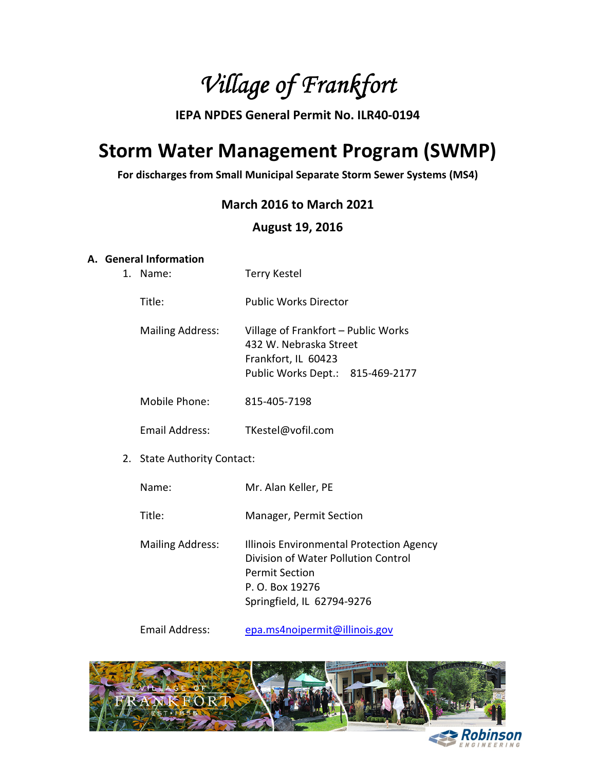# *Village of Frankfort*

**IEPA NPDES General Permit No. ILR40-0194**

# Storm Water Management Program (SWMP)

**For discharges from Small Municipal Separate Storm Sewer Systems (MS4)**

**March 2016 to March 2021**

**August 19, 2016**

## A. General Information

1. Name: Terry Kestel

   Title: Public Works Director

   Mailing Address: Village of Frankfort – Public Works
   432 W. Nebraska Street
   Frankfort, IL 60423
   Public Works Dept.: 815-469-2177

   Mobile Phone: 815-405-7198

   Email Address: TKestel@vofil.com

2. State Authority Contact:

   Name: Mr. Alan Keller, PE

   Title: Manager, Permit Section

   Mailing Address: Illinois Environmental Protection Agency
   Division of Water Pollution Control
   Permit Section
   P. O. Box 19276
   Springfield, IL 62794-9276

   Email Address: epa.ms4noipermit@illinois.gov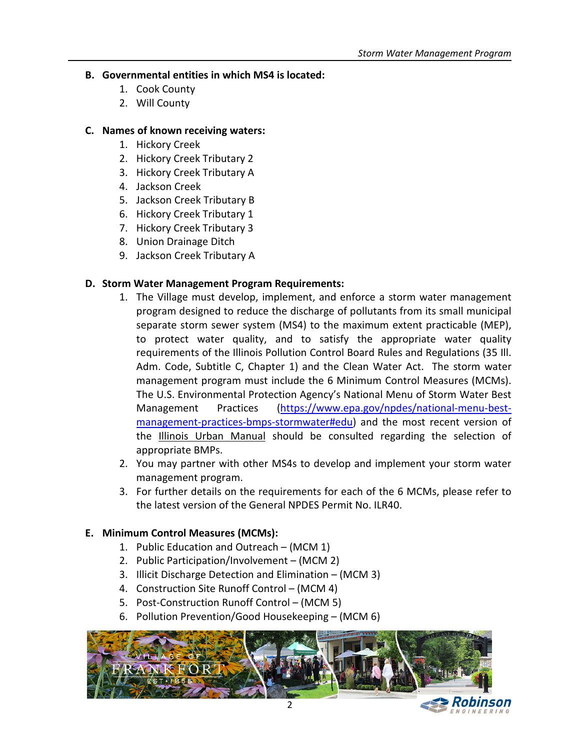## B. Governmental entities in which MS4 is located:

1. Cook County
2. Will County

## C. Names of known receiving waters:

1. Hickory Creek
2. Hickory Creek Tributary 2
3. Hickory Creek Tributary A
4. Jackson Creek
5. Jackson Creek Tributary B
6. Hickory Creek Tributary 1
7. Hickory Creek Tributary 3
8. Union Drainage Ditch
9. Jackson Creek Tributary A

## D. Storm Water Management Program Requirements:

1. The Village must develop, implement, and enforce a storm water management program designed to reduce the discharge of pollutants from its small municipal separate storm sewer system (MS4) to the maximum extent practicable (MEP), to protect water quality, and to satisfy the appropriate water quality requirements of the Illinois Pollution Control Board Rules and Regulations (35 Ill. Adm. Code, Subtitle C, Chapter 1) and the Clean Water Act. The storm water management program must include the 6 Minimum Control Measures (MCMs). The U.S. Environmental Protection Agency's National Menu of Storm Water Best Management Practices (https://www.epa.gov/npdes/national-menu-best-management-practices-bmps-stormwater#edu) and the most recent version of the Illinois Urban Manual should be consulted regarding the selection of appropriate BMPs.
2. You may partner with other MS4s to develop and implement your storm water management program.
3. For further details on the requirements for each of the 6 MCMs, please refer to the latest version of the General NPDES Permit No. ILR40.

## E. Minimum Control Measures (MCMs):

1. Public Education and Outreach – (MCM 1)
2. Public Participation/Involvement – (MCM 2)
3. Illicit Discharge Detection and Elimination – (MCM 3)
4. Construction Site Runoff Control – (MCM 4)
5. Post-Construction Runoff Control – (MCM 5)
6. Pollution Prevention/Good Housekeeping – (MCM 6)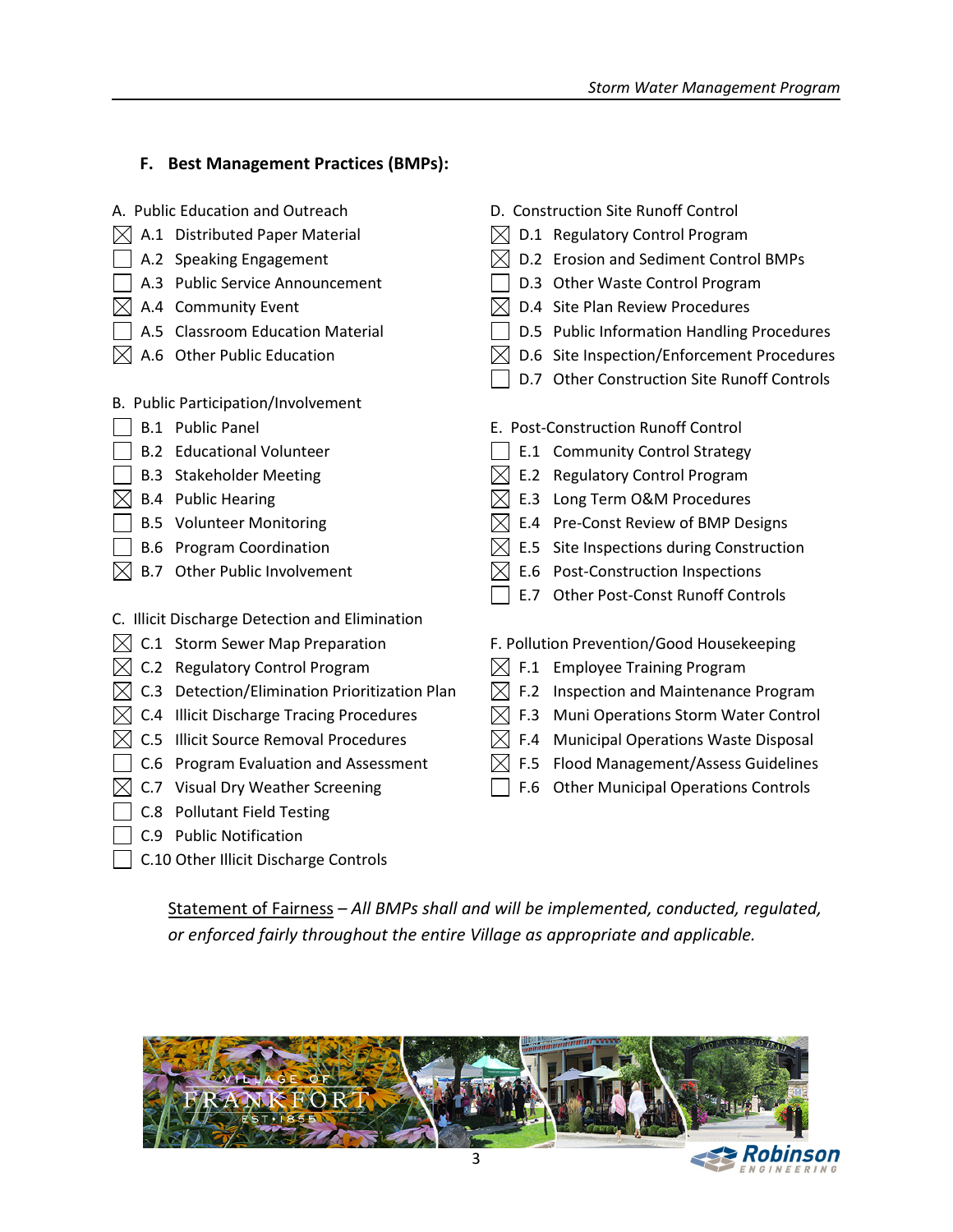## F. Best Management Practices (BMPs):

A. Public Education and Outreach

- [x] A.1 Distributed Paper Material
- [ ] A.2 Speaking Engagement
- [ ] A.3 Public Service Announcement
- [x] A.4 Community Event
- [ ] A.5 Classroom Education Material
- [x] A.6 Other Public Education

B. Public Participation/Involvement

- [ ] B.1 Public Panel
- [ ] B.2 Educational Volunteer
- [ ] B.3 Stakeholder Meeting
- [x] B.4 Public Hearing
- [ ] B.5 Volunteer Monitoring
- [ ] B.6 Program Coordination
- [x] B.7 Other Public Involvement

C. Illicit Discharge Detection and Elimination

- [x] C.1 Storm Sewer Map Preparation
- [x] C.2 Regulatory Control Program
- [x] C.3 Detection/Elimination Prioritization Plan
- [x] C.4 Illicit Discharge Tracing Procedures
- [x] C.5 Illicit Source Removal Procedures
- [ ] C.6 Program Evaluation and Assessment
- [x] C.7 Visual Dry Weather Screening
- [ ] C.8 Pollutant Field Testing
- [ ] C.9 Public Notification
- [ ] C.10 Other Illicit Discharge Controls

D. Construction Site Runoff Control

- [x] D.1 Regulatory Control Program
- [x] D.2 Erosion and Sediment Control BMPs
- [ ] D.3 Other Waste Control Program
- [x] D.4 Site Plan Review Procedures
- [ ] D.5 Public Information Handling Procedures
- [x] D.6 Site Inspection/Enforcement Procedures
- [ ] D.7 Other Construction Site Runoff Controls

E. Post-Construction Runoff Control

- [ ] E.1 Community Control Strategy
- [x] E.2 Regulatory Control Program
- [x] E.3 Long Term O&M Procedures
- [x] E.4 Pre-Const Review of BMP Designs
- [x] E.5 Site Inspections during Construction
- [x] E.6 Post-Construction Inspections
- [ ] E.7 Other Post-Const Runoff Controls

F. Pollution Prevention/Good Housekeeping

- [x] F.1 Employee Training Program
- [x] F.2 Inspection and Maintenance Program
- [x] F.3 Muni Operations Storm Water Control
- [x] F.4 Municipal Operations Waste Disposal
- [x] F.5 Flood Management/Assess Guidelines
- [ ] F.6 Other Municipal Operations Controls

<u>Statement of Fairness</u> – *All BMPs shall and will be implemented, conducted, regulated, or enforced fairly throughout the entire Village as appropriate and applicable.*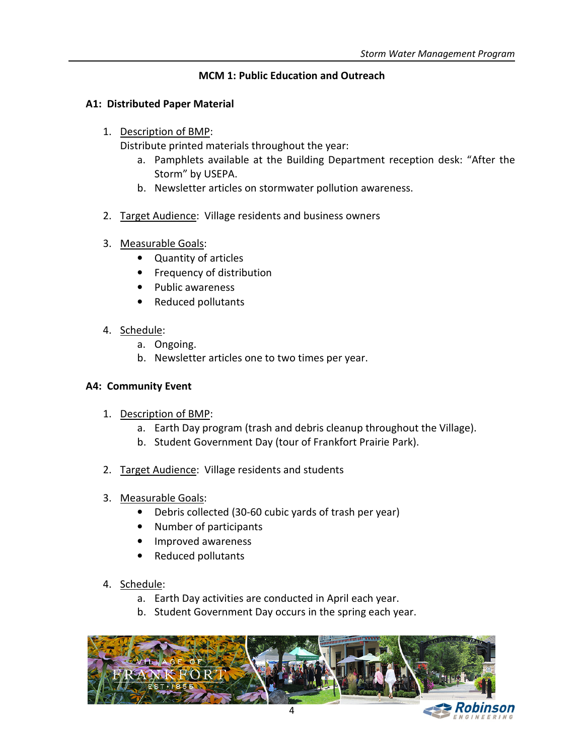## MCM 1: Public Education and Outreach

### A1: Distributed Paper Material

1. Description of BMP:
   Distribute printed materials throughout the year:
   a. Pamphlets available at the Building Department reception desk: "After the Storm" by USEPA.
   b. Newsletter articles on stormwater pollution awareness.

2. Target Audience: Village residents and business owners

3. Measurable Goals:
   - Quantity of articles
   - Frequency of distribution
   - Public awareness
   - Reduced pollutants

4. Schedule:
   a. Ongoing.
   b. Newsletter articles one to two times per year.

### A4: Community Event

1. Description of BMP:
   a. Earth Day program (trash and debris cleanup throughout the Village).
   b. Student Government Day (tour of Frankfort Prairie Park).

2. Target Audience: Village residents and students

3. Measurable Goals:
   - Debris collected (30-60 cubic yards of trash per year)
   - Number of participants
   - Improved awareness
   - Reduced pollutants

4. Schedule:
   a. Earth Day activities are conducted in April each year.
   b. Student Government Day occurs in the spring each year.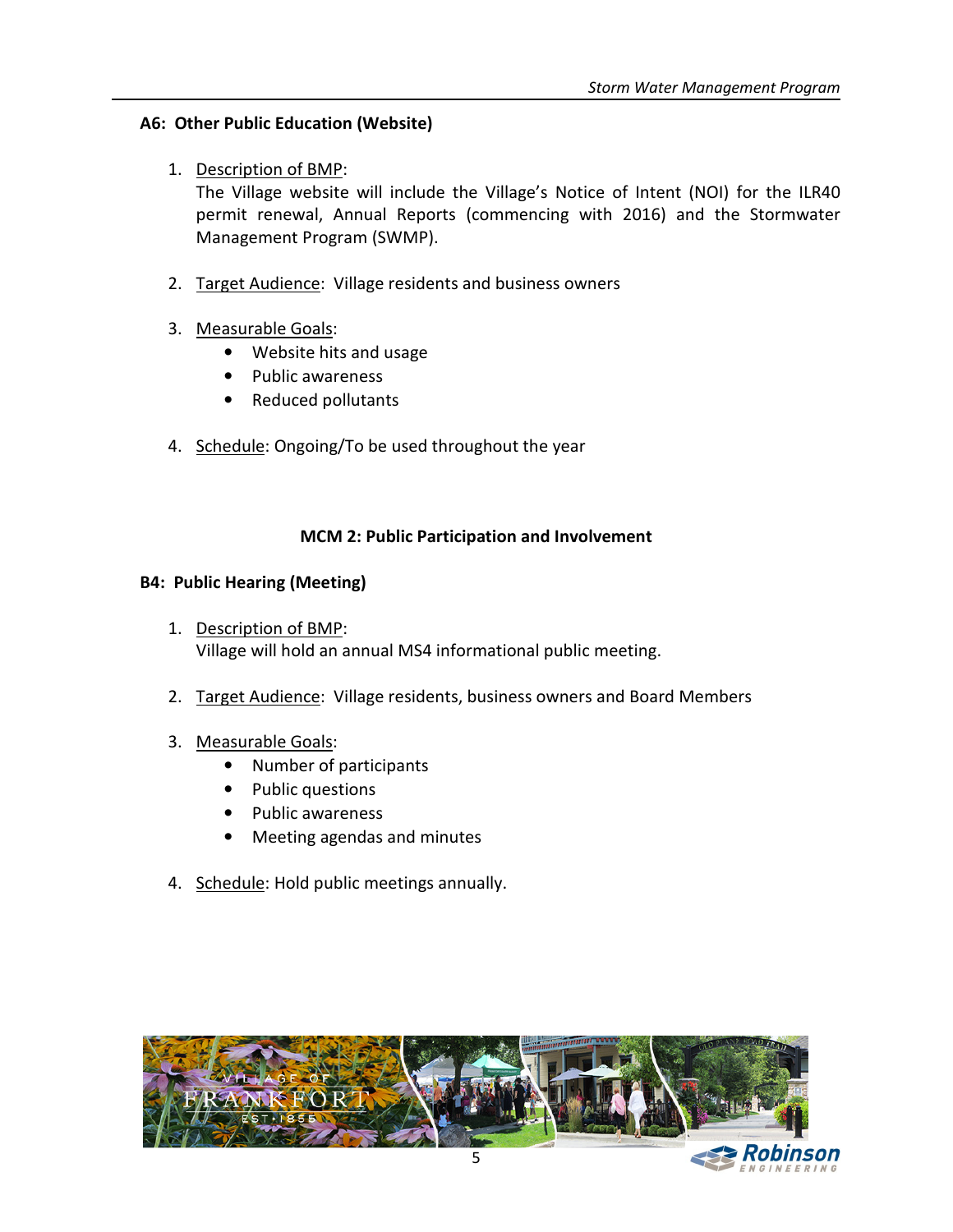### A6: Other Public Education (Website)

1. Description of BMP:
   The Village website will include the Village's Notice of Intent (NOI) for the ILR40 permit renewal, Annual Reports (commencing with 2016) and the Stormwater Management Program (SWMP).

2. Target Audience: Village residents and business owners

3. Measurable Goals:
   - Website hits and usage
   - Public awareness
   - Reduced pollutants

4. Schedule: Ongoing/To be used throughout the year

## MCM 2: Public Participation and Involvement

### B4: Public Hearing (Meeting)

1. Description of BMP:
   Village will hold an annual MS4 informational public meeting.

2. Target Audience: Village residents, business owners and Board Members

3. Measurable Goals:
   - Number of participants
   - Public questions
   - Public awareness
   - Meeting agendas and minutes

4. Schedule: Hold public meetings annually.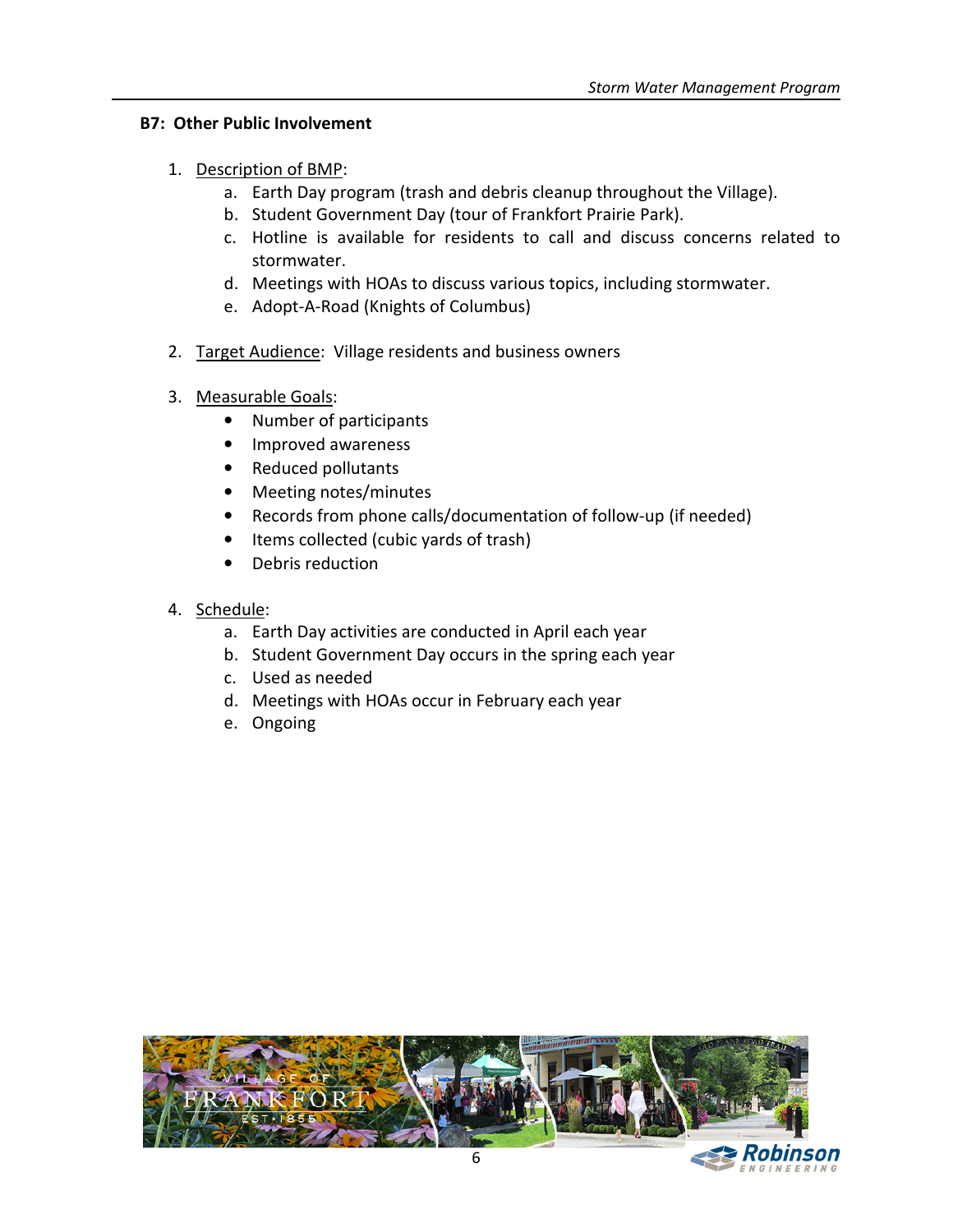### B7: Other Public Involvement

1. Description of BMP:
   a. Earth Day program (trash and debris cleanup throughout the Village).
   b. Student Government Day (tour of Frankfort Prairie Park).
   c. Hotline is available for residents to call and discuss concerns related to stormwater.
   d. Meetings with HOAs to discuss various topics, including stormwater.
   e. Adopt-A-Road (Knights of Columbus)

2. Target Audience: Village residents and business owners

3. Measurable Goals:
   - Number of participants
   - Improved awareness
   - Reduced pollutants
   - Meeting notes/minutes
   - Records from phone calls/documentation of follow-up (if needed)
   - Items collected (cubic yards of trash)
   - Debris reduction

4. Schedule:
   a. Earth Day activities are conducted in April each year
   b. Student Government Day occurs in the spring each year
   c. Used as needed
   d. Meetings with HOAs occur in February each year
   e. Ongoing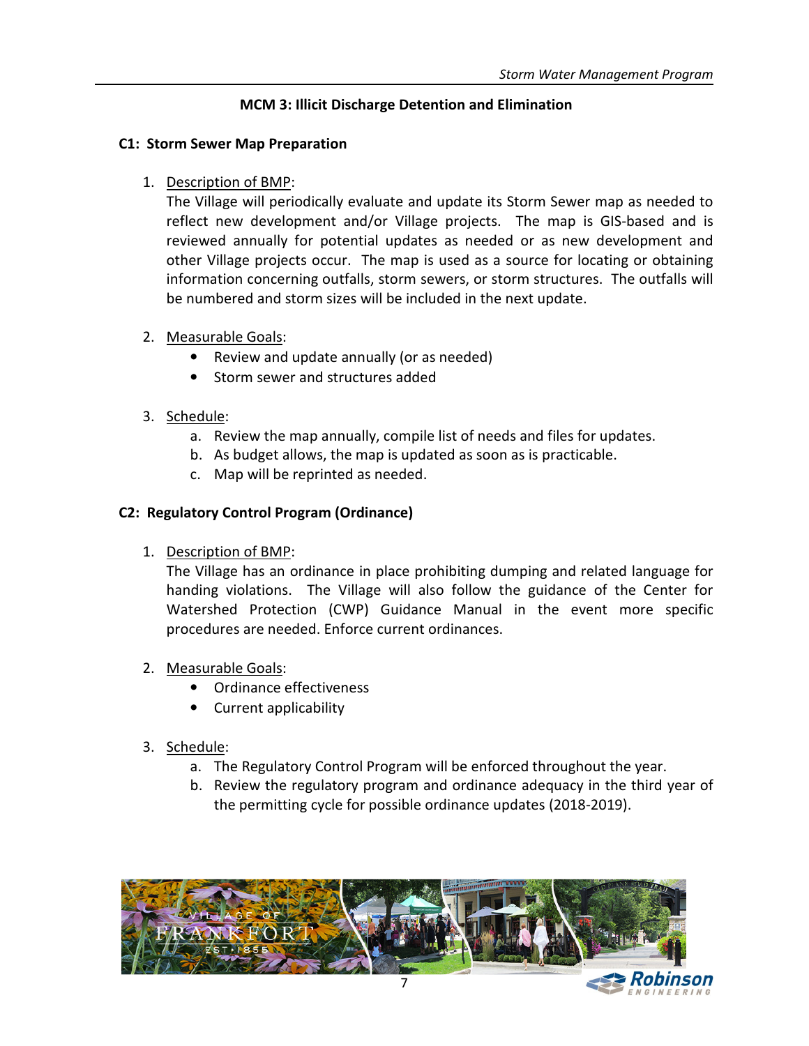## MCM 3: Illicit Discharge Detention and Elimination

### C1: Storm Sewer Map Preparation

1. Description of BMP:
   The Village will periodically evaluate and update its Storm Sewer map as needed to reflect new development and/or Village projects. The map is GIS-based and is reviewed annually for potential updates as needed or as new development and other Village projects occur. The map is used as a source for locating or obtaining information concerning outfalls, storm sewers, or storm structures. The outfalls will be numbered and storm sizes will be included in the next update.

2. Measurable Goals:
   - Review and update annually (or as needed)
   - Storm sewer and structures added

3. Schedule:
   a. Review the map annually, compile list of needs and files for updates.
   b. As budget allows, the map is updated as soon as is practicable.
   c. Map will be reprinted as needed.

### C2: Regulatory Control Program (Ordinance)

1. Description of BMP:
   The Village has an ordinance in place prohibiting dumping and related language for handing violations. The Village will also follow the guidance of the Center for Watershed Protection (CWP) Guidance Manual in the event more specific procedures are needed. Enforce current ordinances.

2. Measurable Goals:
   - Ordinance effectiveness
   - Current applicability

3. Schedule:
   a. The Regulatory Control Program will be enforced throughout the year.
   b. Review the regulatory program and ordinance adequacy in the third year of the permitting cycle for possible ordinance updates (2018-2019).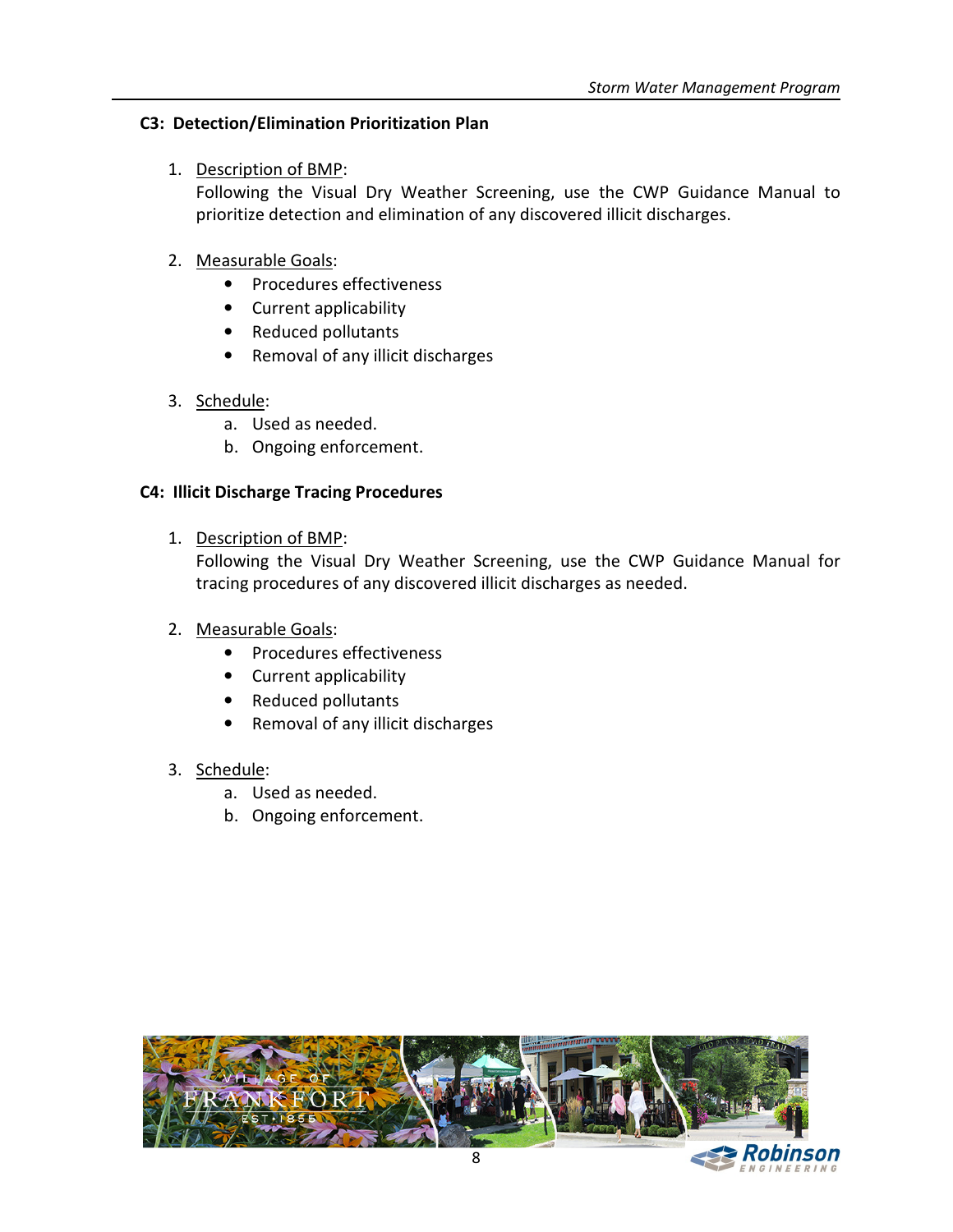### C3: Detection/Elimination Prioritization Plan

1. <u>Description of BMP</u>:
   Following the Visual Dry Weather Screening, use the CWP Guidance Manual to prioritize detection and elimination of any discovered illicit discharges.

2. <u>Measurable Goals</u>:
   - Procedures effectiveness
   - Current applicability
   - Reduced pollutants
   - Removal of any illicit discharges

3. <u>Schedule</u>:
   a. Used as needed.
   b. Ongoing enforcement.

### C4: Illicit Discharge Tracing Procedures

1. <u>Description of BMP</u>:
   Following the Visual Dry Weather Screening, use the CWP Guidance Manual for tracing procedures of any discovered illicit discharges as needed.

2. <u>Measurable Goals</u>:
   - Procedures effectiveness
   - Current applicability
   - Reduced pollutants
   - Removal of any illicit discharges

3. <u>Schedule</u>:
   a. Used as needed.
   b. Ongoing enforcement.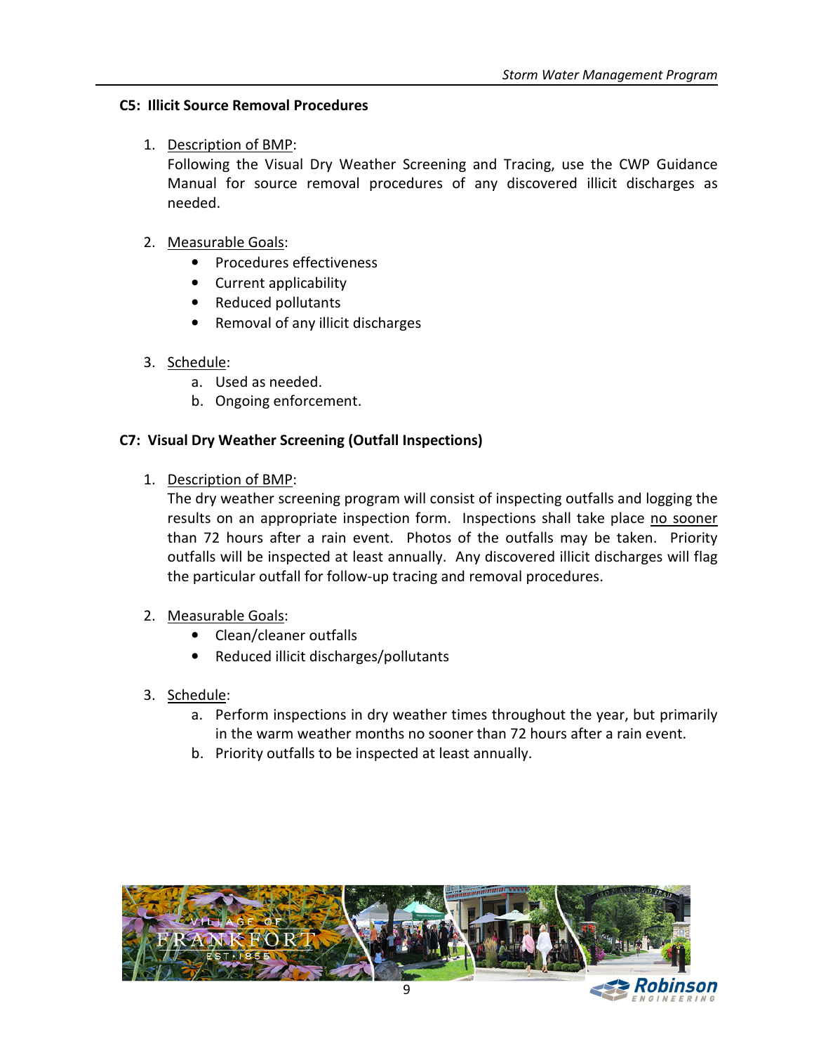## C5: Illicit Source Removal Procedures

1. Description of BMP:
   Following the Visual Dry Weather Screening and Tracing, use the CWP Guidance Manual for source removal procedures of any discovered illicit discharges as needed.

2. Measurable Goals:
   - Procedures effectiveness
   - Current applicability
   - Reduced pollutants
   - Removal of any illicit discharges

3. Schedule:
   a. Used as needed.
   b. Ongoing enforcement.

## C7: Visual Dry Weather Screening (Outfall Inspections)

1. Description of BMP:
   The dry weather screening program will consist of inspecting outfalls and logging the results on an appropriate inspection form. Inspections shall take place no sooner than 72 hours after a rain event. Photos of the outfalls may be taken. Priority outfalls will be inspected at least annually. Any discovered illicit discharges will flag the particular outfall for follow-up tracing and removal procedures.

2. Measurable Goals:
   - Clean/cleaner outfalls
   - Reduced illicit discharges/pollutants

3. Schedule:
   a. Perform inspections in dry weather times throughout the year, but primarily in the warm weather months no sooner than 72 hours after a rain event.
   b. Priority outfalls to be inspected at least annually.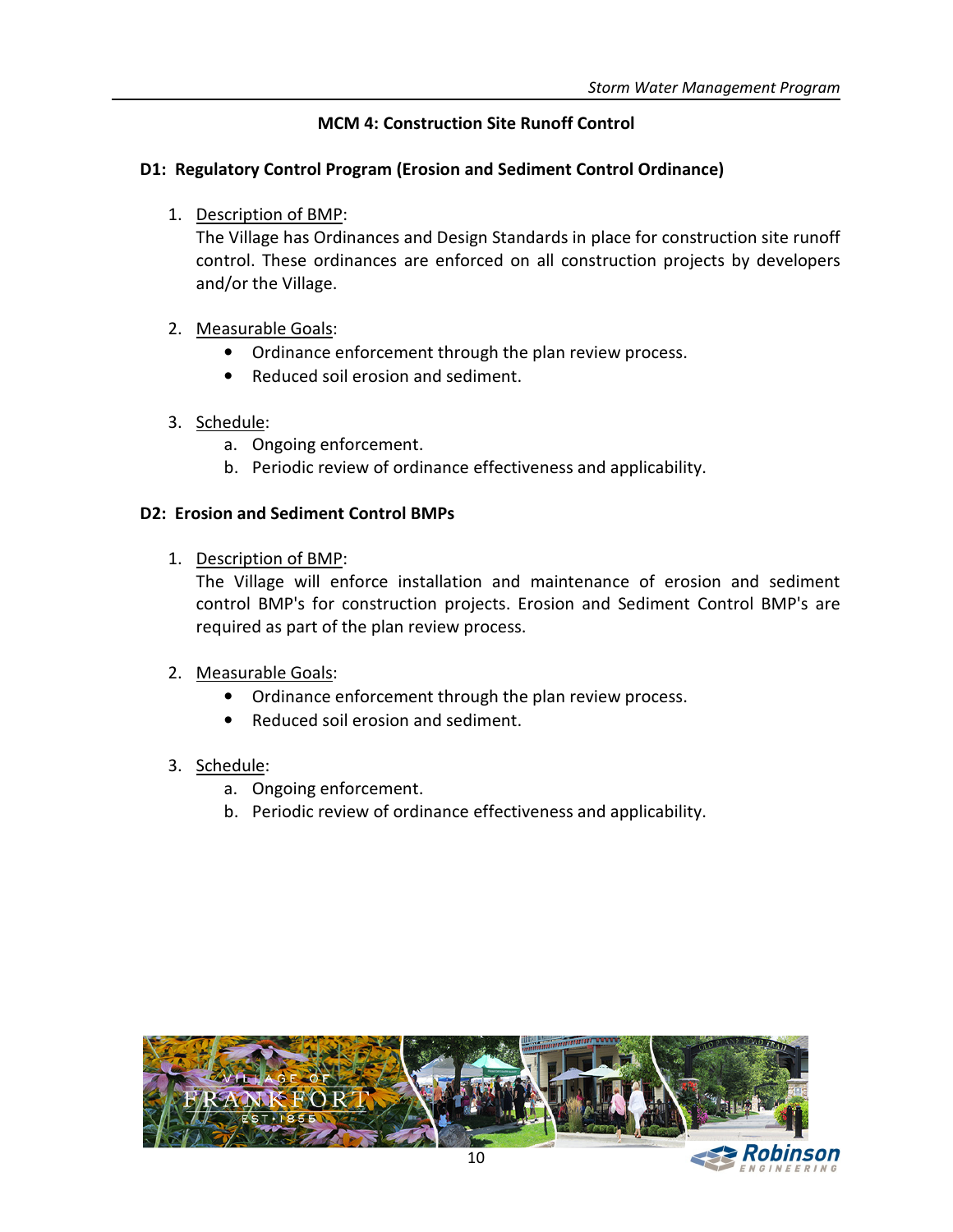## MCM 4: Construction Site Runoff Control

### D1: Regulatory Control Program (Erosion and Sediment Control Ordinance)

1. Description of BMP:
   The Village has Ordinances and Design Standards in place for construction site runoff control. These ordinances are enforced on all construction projects by developers and/or the Village.

2. Measurable Goals:
   - Ordinance enforcement through the plan review process.
   - Reduced soil erosion and sediment.

3. Schedule:
   a. Ongoing enforcement.
   b. Periodic review of ordinance effectiveness and applicability.

### D2: Erosion and Sediment Control BMPs

1. Description of BMP:
   The Village will enforce installation and maintenance of erosion and sediment control BMP's for construction projects. Erosion and Sediment Control BMP's are required as part of the plan review process.

2. Measurable Goals:
   - Ordinance enforcement through the plan review process.
   - Reduced soil erosion and sediment.

3. Schedule:
   a. Ongoing enforcement.
   b. Periodic review of ordinance effectiveness and applicability.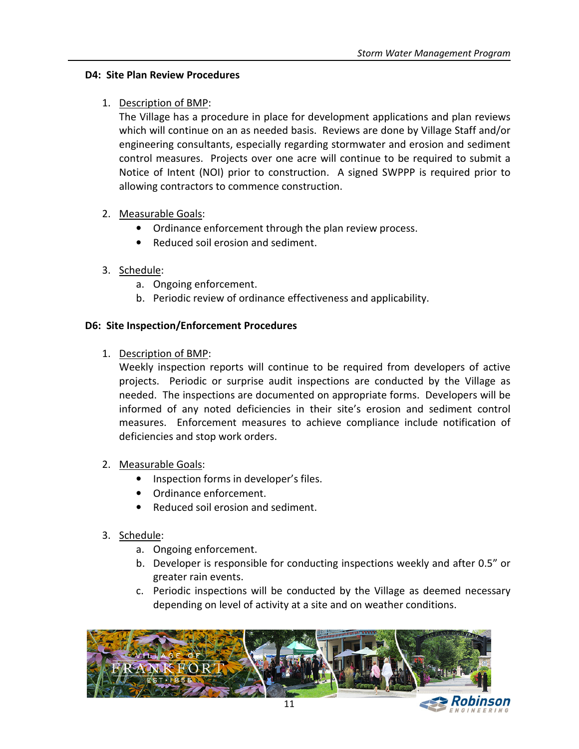### D4: Site Plan Review Procedures

1. Description of BMP:
   The Village has a procedure in place for development applications and plan reviews which will continue on an as needed basis. Reviews are done by Village Staff and/or engineering consultants, especially regarding stormwater and erosion and sediment control measures. Projects over one acre will continue to be required to submit a Notice of Intent (NOI) prior to construction. A signed SWPPP is required prior to allowing contractors to commence construction.

2. Measurable Goals:
   - Ordinance enforcement through the plan review process.
   - Reduced soil erosion and sediment.

3. Schedule:
   a. Ongoing enforcement.
   b. Periodic review of ordinance effectiveness and applicability.

### D6: Site Inspection/Enforcement Procedures

1. Description of BMP:
   Weekly inspection reports will continue to be required from developers of active projects. Periodic or surprise audit inspections are conducted by the Village as needed. The inspections are documented on appropriate forms. Developers will be informed of any noted deficiencies in their site's erosion and sediment control measures. Enforcement measures to achieve compliance include notification of deficiencies and stop work orders.

2. Measurable Goals:
   - Inspection forms in developer's files.
   - Ordinance enforcement.
   - Reduced soil erosion and sediment.

3. Schedule:
   a. Ongoing enforcement.
   b. Developer is responsible for conducting inspections weekly and after 0.5" or greater rain events.
   c. Periodic inspections will be conducted by the Village as deemed necessary depending on level of activity at a site and on weather conditions.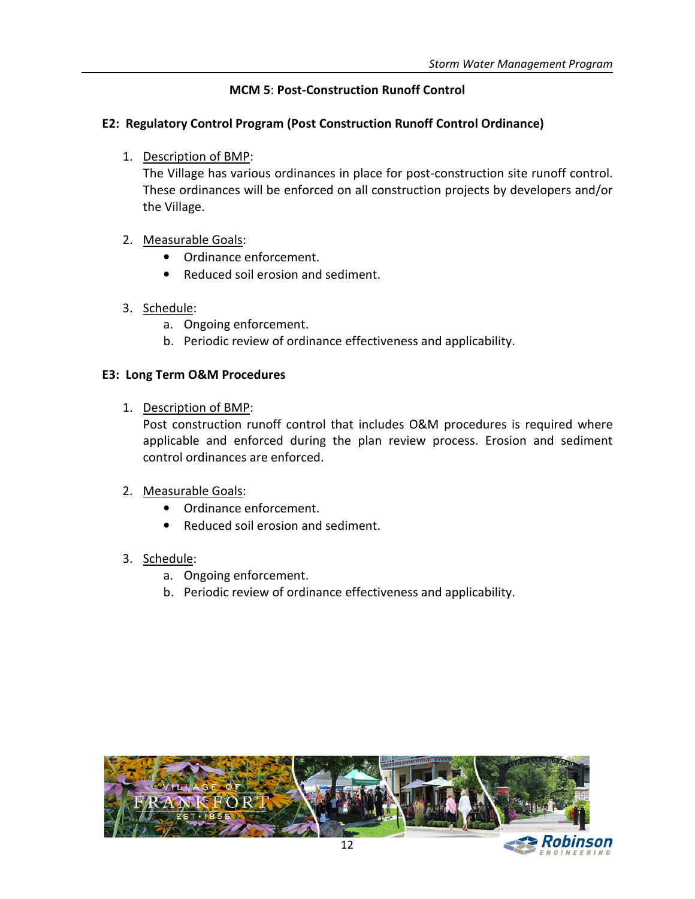## MCM 5: Post-Construction Runoff Control

### E2: Regulatory Control Program (Post Construction Runoff Control Ordinance)

1. Description of BMP:
   The Village has various ordinances in place for post-construction site runoff control. These ordinances will be enforced on all construction projects by developers and/or the Village.

2. Measurable Goals:
   - Ordinance enforcement.
   - Reduced soil erosion and sediment.

3. Schedule:
   a. Ongoing enforcement.
   b. Periodic review of ordinance effectiveness and applicability.

### E3: Long Term O&M Procedures

1. Description of BMP:
   Post construction runoff control that includes O&M procedures is required where applicable and enforced during the plan review process. Erosion and sediment control ordinances are enforced.

2. Measurable Goals:
   - Ordinance enforcement.
   - Reduced soil erosion and sediment.

3. Schedule:
   a. Ongoing enforcement.
   b. Periodic review of ordinance effectiveness and applicability.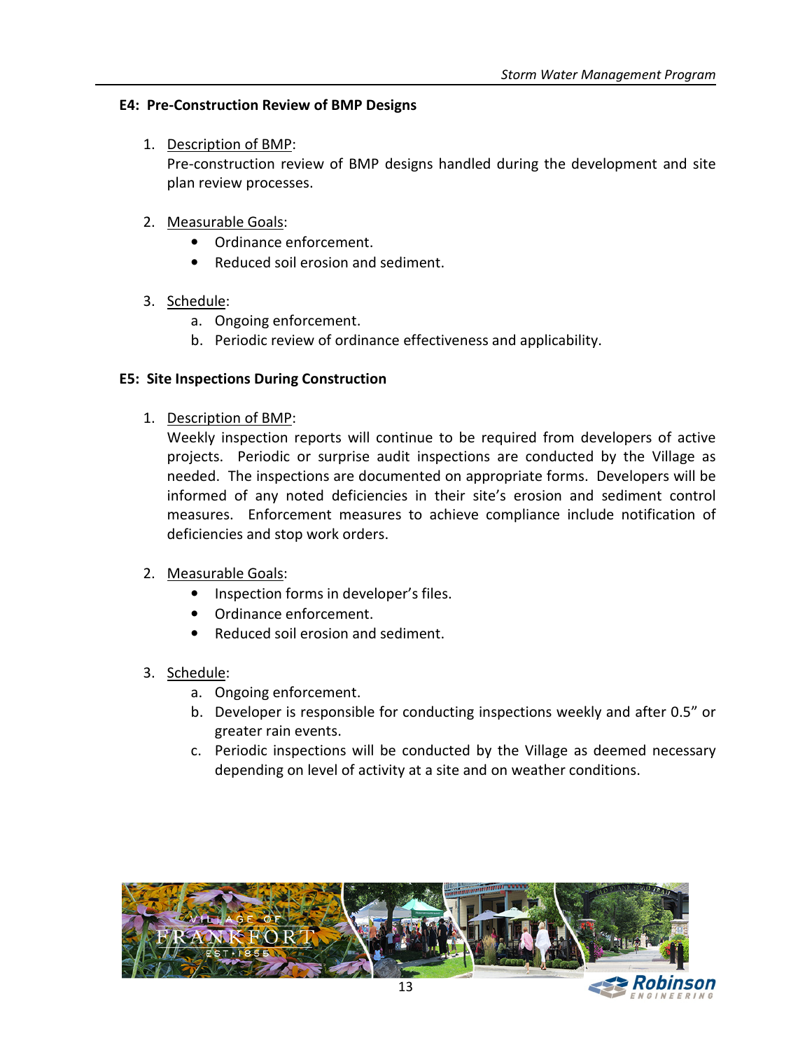### E4: Pre-Construction Review of BMP Designs

1. Description of BMP:
   Pre-construction review of BMP designs handled during the development and site plan review processes.

2. Measurable Goals:
   - Ordinance enforcement.
   - Reduced soil erosion and sediment.

3. Schedule:
   a. Ongoing enforcement.
   b. Periodic review of ordinance effectiveness and applicability.

### E5: Site Inspections During Construction

1. Description of BMP:
   Weekly inspection reports will continue to be required from developers of active projects. Periodic or surprise audit inspections are conducted by the Village as needed. The inspections are documented on appropriate forms. Developers will be informed of any noted deficiencies in their site's erosion and sediment control measures. Enforcement measures to achieve compliance include notification of deficiencies and stop work orders.

2. Measurable Goals:
   - Inspection forms in developer's files.
   - Ordinance enforcement.
   - Reduced soil erosion and sediment.

3. Schedule:
   a. Ongoing enforcement.
   b. Developer is responsible for conducting inspections weekly and after 0.5" or greater rain events.
   c. Periodic inspections will be conducted by the Village as deemed necessary depending on level of activity at a site and on weather conditions.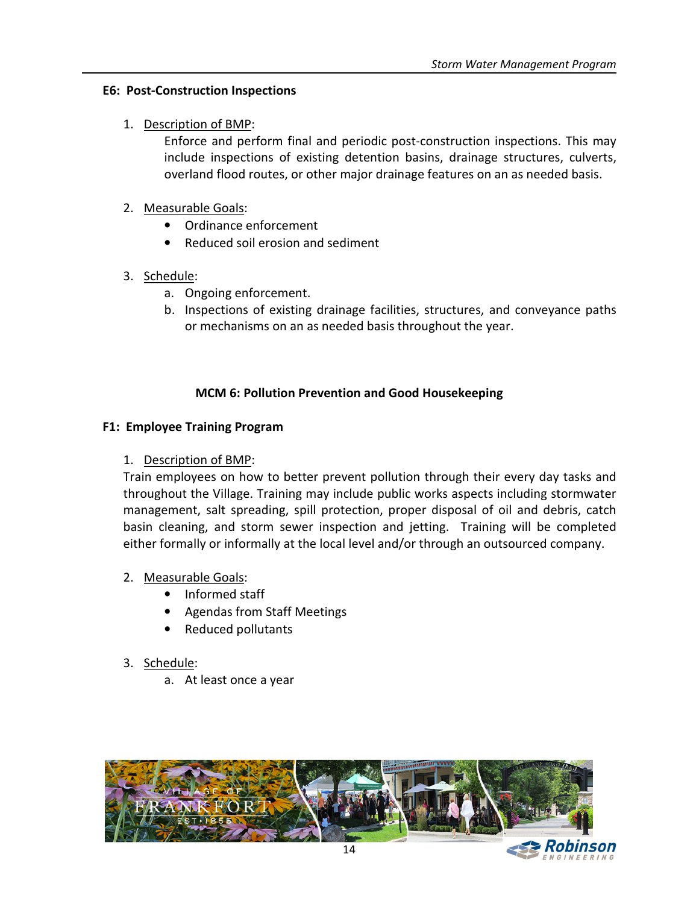### E6: Post-Construction Inspections

1. Description of BMP:

   Enforce and perform final and periodic post-construction inspections. This may include inspections of existing detention basins, drainage structures, culverts, overland flood routes, or other major drainage features on an as needed basis.

2. Measurable Goals:
   - Ordinance enforcement
   - Reduced soil erosion and sediment

3. Schedule:
   a. Ongoing enforcement.
   b. Inspections of existing drainage facilities, structures, and conveyance paths or mechanisms on an as needed basis throughout the year.

## MCM 6: Pollution Prevention and Good Housekeeping

### F1: Employee Training Program

1. Description of BMP:

   Train employees on how to better prevent pollution through their every day tasks and throughout the Village. Training may include public works aspects including stormwater management, salt spreading, spill protection, proper disposal of oil and debris, catch basin cleaning, and storm sewer inspection and jetting. Training will be completed either formally or informally at the local level and/or through an outsourced company.

2. Measurable Goals:
   - Informed staff
   - Agendas from Staff Meetings
   - Reduced pollutants

3. Schedule:
   a. At least once a year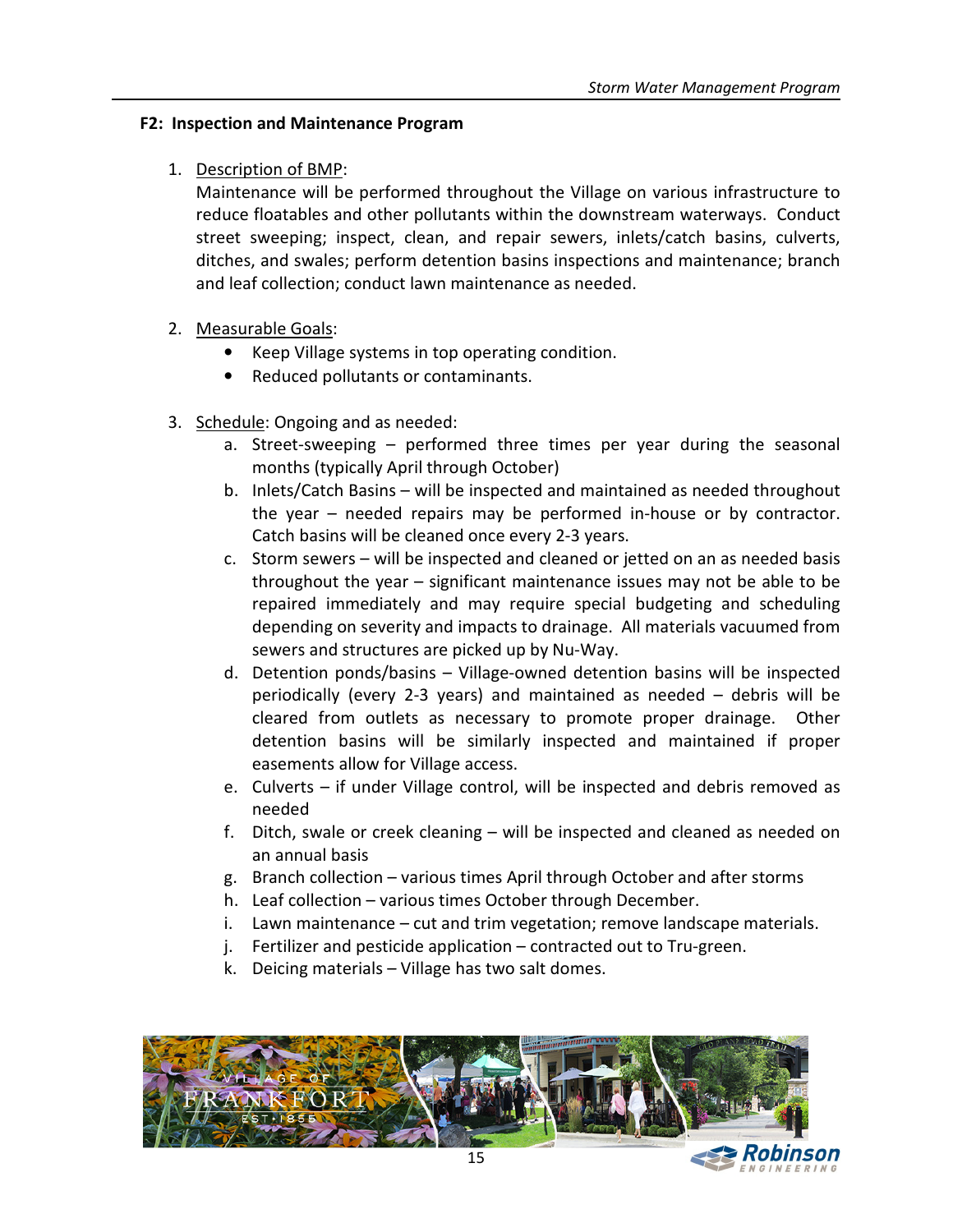### F2: Inspection and Maintenance Program

1. <u>Description of BMP</u>:
   Maintenance will be performed throughout the Village on various infrastructure to reduce floatables and other pollutants within the downstream waterways. Conduct street sweeping; inspect, clean, and repair sewers, inlets/catch basins, culverts, ditches, and swales; perform detention basins inspections and maintenance; branch and leaf collection; conduct lawn maintenance as needed.

2. <u>Measurable Goals</u>:
   - Keep Village systems in top operating condition.
   - Reduced pollutants or contaminants.

3. <u>Schedule</u>: Ongoing and as needed:
   a. Street-sweeping – performed three times per year during the seasonal months (typically April through October)
   b. Inlets/Catch Basins – will be inspected and maintained as needed throughout the year – needed repairs may be performed in-house or by contractor. Catch basins will be cleaned once every 2-3 years.
   c. Storm sewers – will be inspected and cleaned or jetted on an as needed basis throughout the year – significant maintenance issues may not be able to be repaired immediately and may require special budgeting and scheduling depending on severity and impacts to drainage. All materials vacuumed from sewers and structures are picked up by Nu-Way.
   d. Detention ponds/basins – Village-owned detention basins will be inspected periodically (every 2-3 years) and maintained as needed – debris will be cleared from outlets as necessary to promote proper drainage. Other detention basins will be similarly inspected and maintained if proper easements allow for Village access.
   e. Culverts – if under Village control, will be inspected and debris removed as needed
   f. Ditch, swale or creek cleaning – will be inspected and cleaned as needed on an annual basis
   g. Branch collection – various times April through October and after storms
   h. Leaf collection – various times October through December.
   i. Lawn maintenance – cut and trim vegetation; remove landscape materials.
   j. Fertilizer and pesticide application – contracted out to Tru-green.
   k. Deicing materials – Village has two salt domes.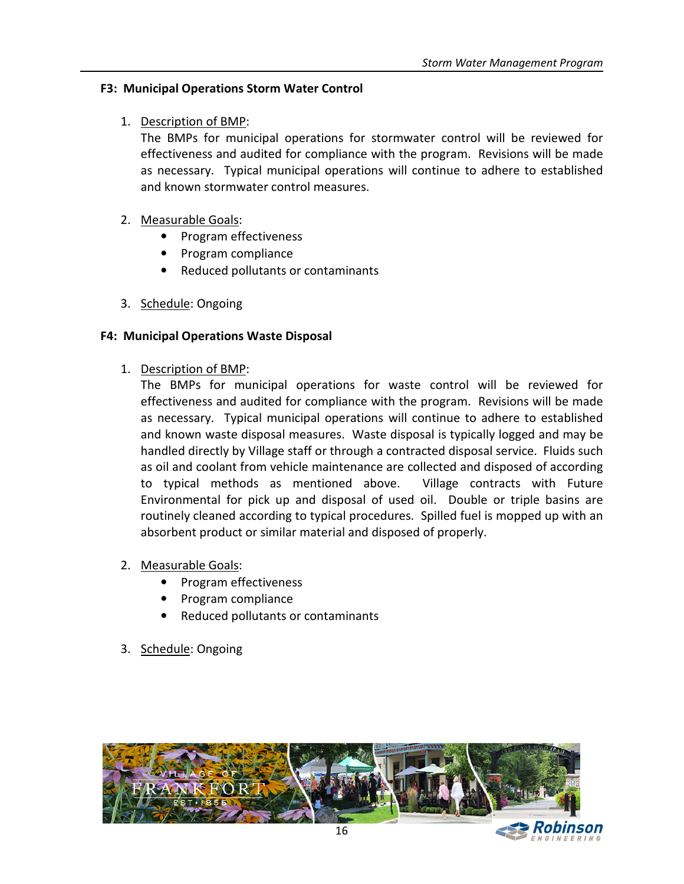### F3: Municipal Operations Storm Water Control

1. Description of BMP:
   The BMPs for municipal operations for stormwater control will be reviewed for effectiveness and audited for compliance with the program. Revisions will be made as necessary. Typical municipal operations will continue to adhere to established and known stormwater control measures.

2. Measurable Goals:
   - Program effectiveness
   - Program compliance
   - Reduced pollutants or contaminants

3. Schedule: Ongoing

### F4: Municipal Operations Waste Disposal

1. Description of BMP:
   The BMPs for municipal operations for waste control will be reviewed for effectiveness and audited for compliance with the program. Revisions will be made as necessary. Typical municipal operations will continue to adhere to established and known waste disposal measures. Waste disposal is typically logged and may be handled directly by Village staff or through a contracted disposal service. Fluids such as oil and coolant from vehicle maintenance are collected and disposed of according to typical methods as mentioned above. Village contracts with Future Environmental for pick up and disposal of used oil. Double or triple basins are routinely cleaned according to typical procedures. Spilled fuel is mopped up with an absorbent product or similar material and disposed of properly.

2. Measurable Goals:
   - Program effectiveness
   - Program compliance
   - Reduced pollutants or contaminants

3. Schedule: Ongoing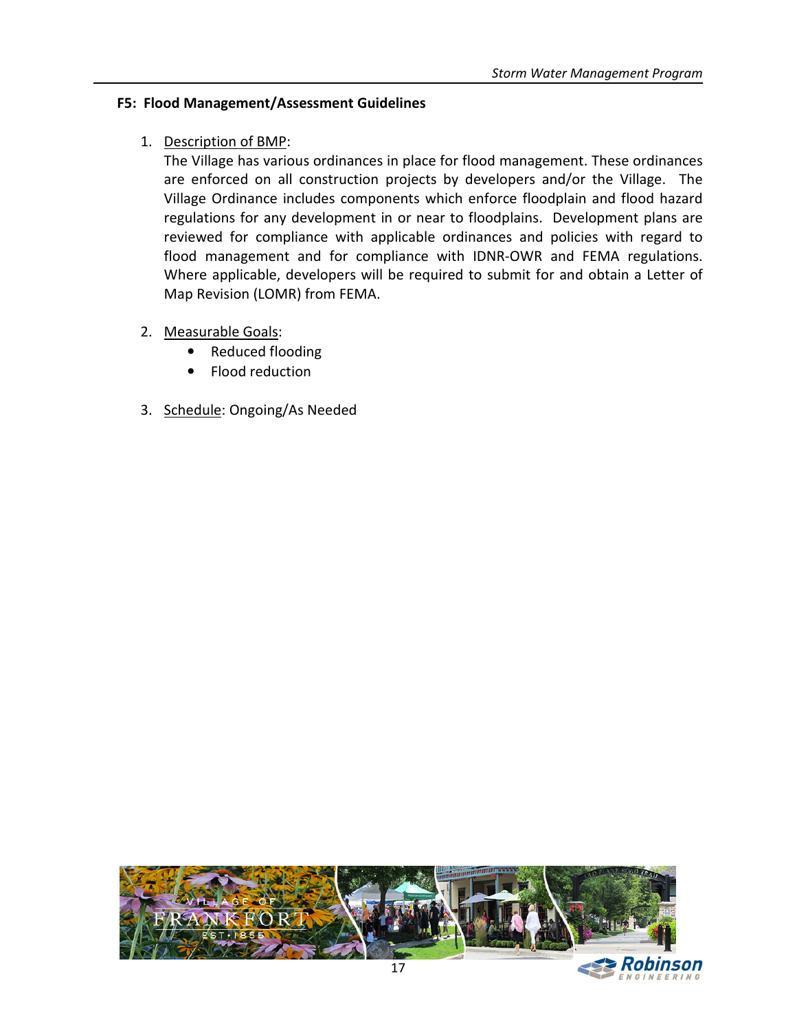### F5: Flood Management/Assessment Guidelines

1. Description of BMP:
   The Village has various ordinances in place for flood management. These ordinances are enforced on all construction projects by developers and/or the Village. The Village Ordinance includes components which enforce floodplain and flood hazard regulations for any development in or near to floodplains. Development plans are reviewed for compliance with applicable ordinances and policies with regard to flood management and for compliance with IDNR-OWR and FEMA regulations. Where applicable, developers will be required to submit for and obtain a Letter of Map Revision (LOMR) from FEMA.

2. Measurable Goals:
   - Reduced flooding
   - Flood reduction

3. Schedule: Ongoing/As Needed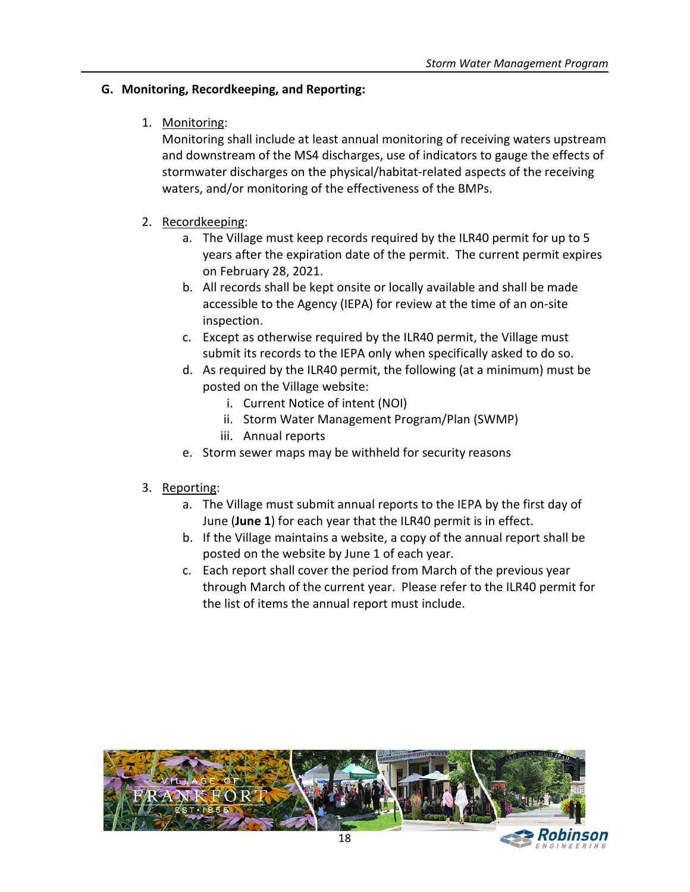## G. Monitoring, Recordkeeping, and Reporting:

1. Monitoring:

   Monitoring shall include at least annual monitoring of receiving waters upstream and downstream of the MS4 discharges, use of indicators to gauge the effects of stormwater discharges on the physical/habitat-related aspects of the receiving waters, and/or monitoring of the effectiveness of the BMPs.

2. Recordkeeping:
   a. The Village must keep records required by the ILR40 permit for up to 5 years after the expiration date of the permit. The current permit expires on February 28, 2021.
   b. All records shall be kept onsite or locally available and shall be made accessible to the Agency (IEPA) for review at the time of an on-site inspection.
   c. Except as otherwise required by the ILR40 permit, the Village must submit its records to the IEPA only when specifically asked to do so.
   d. As required by the ILR40 permit, the following (at a minimum) must be posted on the Village website:
      i. Current Notice of intent (NOI)
      ii. Storm Water Management Program/Plan (SWMP)
      iii. Annual reports
   e. Storm sewer maps may be withheld for security reasons

3. Reporting:
   a. The Village must submit annual reports to the IEPA by the first day of June (**June 1**) for each year that the ILR40 permit is in effect.
   b. If the Village maintains a website, a copy of the annual report shall be posted on the website by June 1 of each year.
   c. Each report shall cover the period from March of the previous year through March of the current year. Please refer to the ILR40 permit for the list of items the annual report must include.